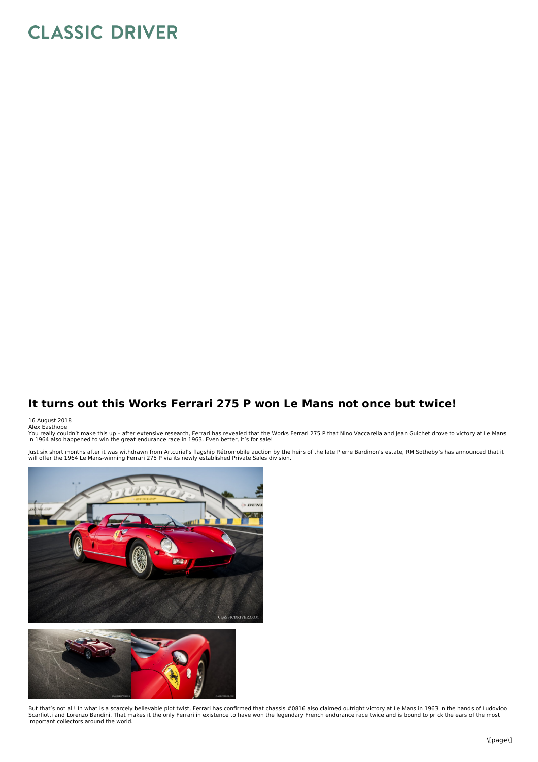# CLASSIC DRIVER

## It turns out this Works Ferrari 275 P won Le Mans not once but twice!

16 August 2018
Alex Easthope

You really couldn't make this up – after extensive research, Ferrari has revealed that the Works Ferrari 275 P that Nino Vaccarella and Jean Guichet drove to victory at Le Mans in 1964 also happened to win the great endurance race in 1963. Even better, it's for sale!

Just six short months after it was withdrawn from Artcurial's flagship Rétromobile auction by the heirs of the late Pierre Bardinon's estate, RM Sotheby's has announced that it will offer the 1964 Le Mans-winning Ferrari 275 P via its newly established Private Sales division.

But that's not all! In what is a scarcely believable plot twist, Ferrari has confirmed that chassis #0816 also claimed outright victory at Le Mans in 1963 in the hands of Ludovico Scarfiotti and Lorenzo Bandini. That makes it the only Ferrari in existence to have won the legendary French endurance race twice and is bound to prick the ears of the most important collectors around the world.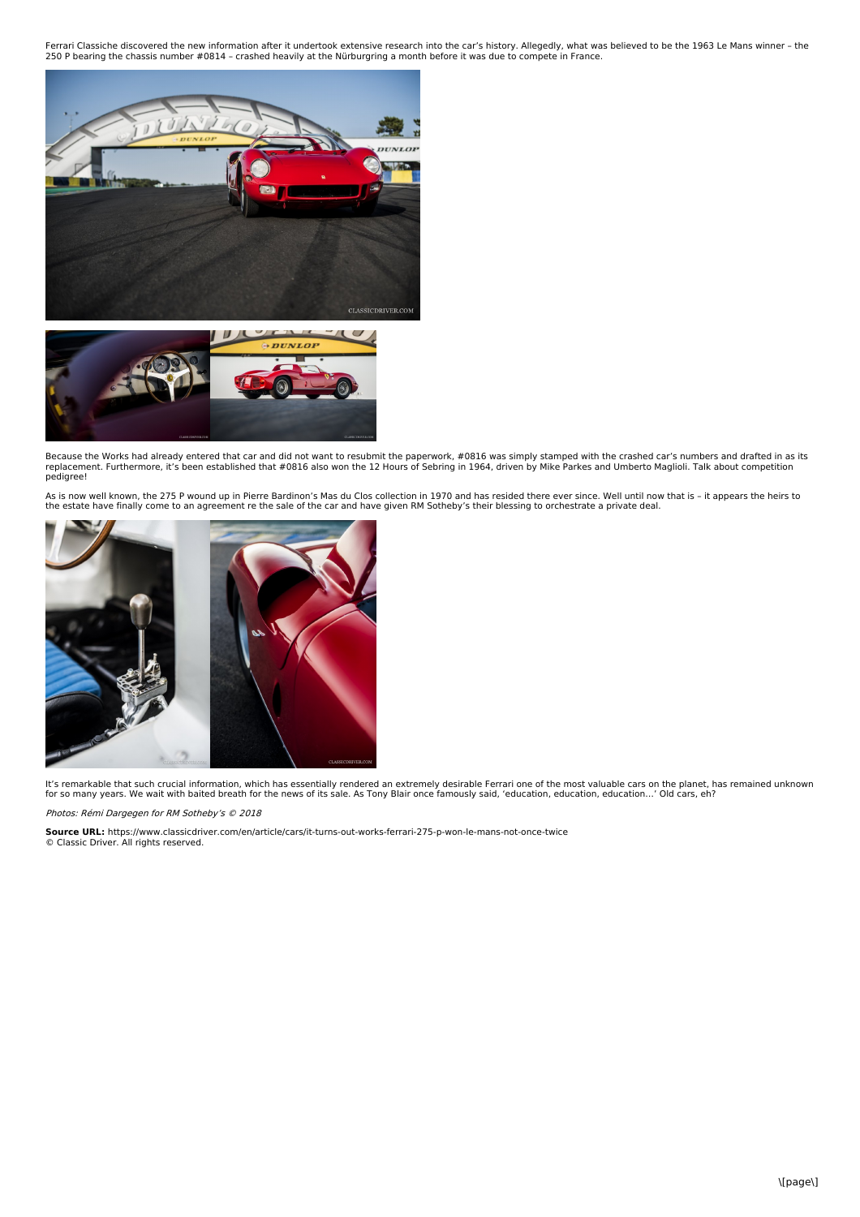Ferrari Classiche discovered the new information after it undertook extensive research into the car's history. Allegedly, what was believed to be the 1963 Le Mans winner – the 250 P bearing the chassis number #0814 – crashed heavily at the Nürburgring a month before it was due to compete in France.

Because the Works had already entered that car and did not want to resubmit the paperwork, #0816 was simply stamped with the crashed car's numbers and drafted in as its replacement. Furthermore, it's been established that #0816 also won the 12 Hours of Sebring in 1964, driven by Mike Parkes and Umberto Maglioli. Talk about competition pedigree!

As is now well known, the 275 P wound up in Pierre Bardinon's Mas du Clos collection in 1970 and has resided there ever since. Well until now that is – it appears the heirs to the estate have finally come to an agreement re the sale of the car and have given RM Sotheby's their blessing to orchestrate a private deal.

It's remarkable that such crucial information, which has essentially rendered an extremely desirable Ferrari one of the most valuable cars on the planet, has remained unknown for so many years. We wait with baited breath for the news of its sale. As Tony Blair once famously said, 'education, education, education…' Old cars, eh?

*Photos: Rémi Dargegen for RM Sotheby's © 2018*

**Source URL:** https://www.classicdriver.com/en/article/cars/it-turns-out-works-ferrari-275-p-won-le-mans-not-once-twice
© Classic Driver. All rights reserved.